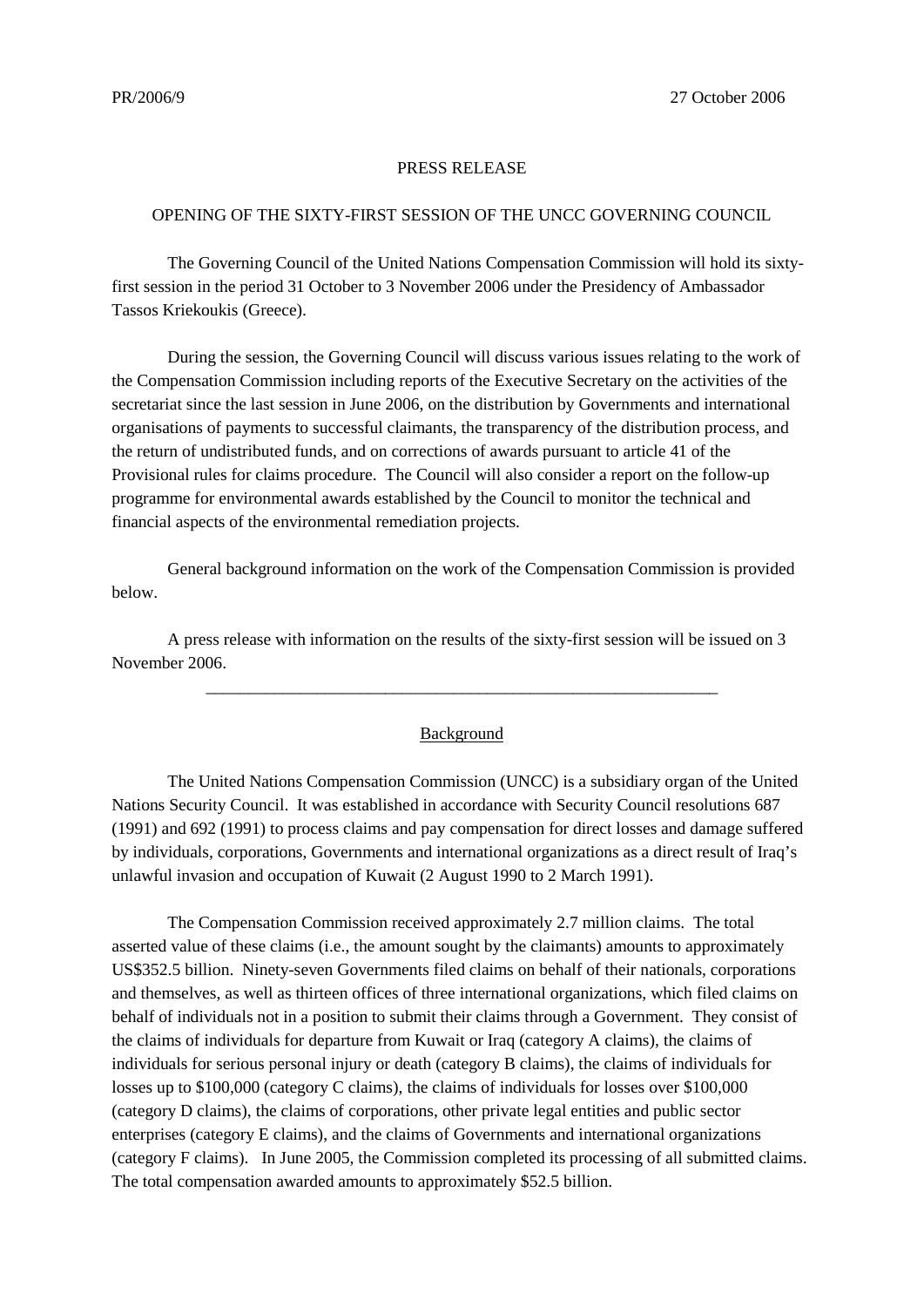PR/2006/9 27 October 2006

PRESS RELEASE

# OPENING OF THE SIXTY-FIRST SESSION OF THE UNCC GOVERNING COUNCIL

The Governing Council of the United Nations Compensation Commission will hold its sixty-first session in the period 31 October to 3 November 2006 under the Presidency of Ambassador Tassos Kriekoukis (Greece).

During the session, the Governing Council will discuss various issues relating to the work of the Compensation Commission including reports of the Executive Secretary on the activities of the secretariat since the last session in June 2006, on the distribution by Governments and international organisations of payments to successful claimants, the transparency of the distribution process, and the return of undistributed funds, and on corrections of awards pursuant to article 41 of the Provisional rules for claims procedure. The Council will also consider a report on the follow-up programme for environmental awards established by the Council to monitor the technical and financial aspects of the environmental remediation projects.

General background information on the work of the Compensation Commission is provided below.

A press release with information on the results of the sixty-first session will be issued on 3 November 2006.

---

## Background

The United Nations Compensation Commission (UNCC) is a subsidiary organ of the United Nations Security Council. It was established in accordance with Security Council resolutions 687 (1991) and 692 (1991) to process claims and pay compensation for direct losses and damage suffered by individuals, corporations, Governments and international organizations as a direct result of Iraq's unlawful invasion and occupation of Kuwait (2 August 1990 to 2 March 1991).

The Compensation Commission received approximately 2.7 million claims. The total asserted value of these claims (i.e., the amount sought by the claimants) amounts to approximately US$352.5 billion. Ninety-seven Governments filed claims on behalf of their nationals, corporations and themselves, as well as thirteen offices of three international organizations, which filed claims on behalf of individuals not in a position to submit their claims through a Government. They consist of the claims of individuals for departure from Kuwait or Iraq (category A claims), the claims of individuals for serious personal injury or death (category B claims), the claims of individuals for losses up to $100,000 (category C claims), the claims of individuals for losses over $100,000 (category D claims), the claims of corporations, other private legal entities and public sector enterprises (category E claims), and the claims of Governments and international organizations (category F claims). In June 2005, the Commission completed its processing of all submitted claims. The total compensation awarded amounts to approximately $52.5 billion.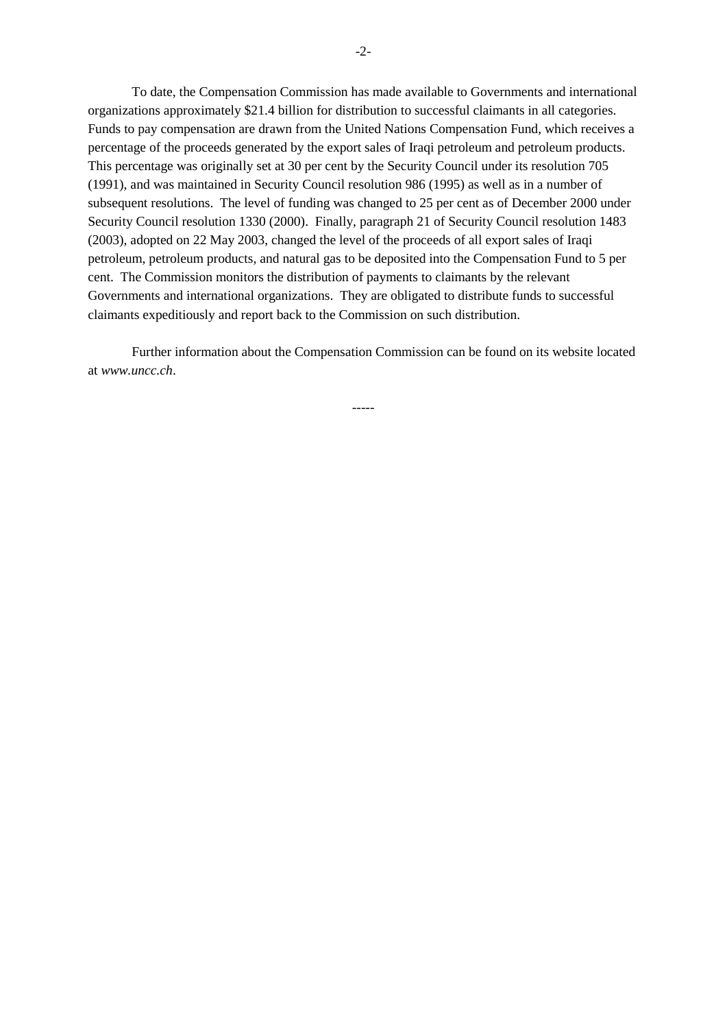To date, the Compensation Commission has made available to Governments and international organizations approximately $21.4 billion for distribution to successful claimants in all categories. Funds to pay compensation are drawn from the United Nations Compensation Fund, which receives a percentage of the proceeds generated by the export sales of Iraqi petroleum and petroleum products. This percentage was originally set at 30 per cent by the Security Council under its resolution 705 (1991), and was maintained in Security Council resolution 986 (1995) as well as in a number of subsequent resolutions. The level of funding was changed to 25 per cent as of December 2000 under Security Council resolution 1330 (2000). Finally, paragraph 21 of Security Council resolution 1483 (2003), adopted on 22 May 2003, changed the level of the proceeds of all export sales of Iraqi petroleum, petroleum products, and natural gas to be deposited into the Compensation Fund to 5 per cent. The Commission monitors the distribution of payments to claimants by the relevant Governments and international organizations. They are obligated to distribute funds to successful claimants expeditiously and report back to the Commission on such distribution.

Further information about the Compensation Commission can be found on its website located at *www.uncc.ch*.

-----